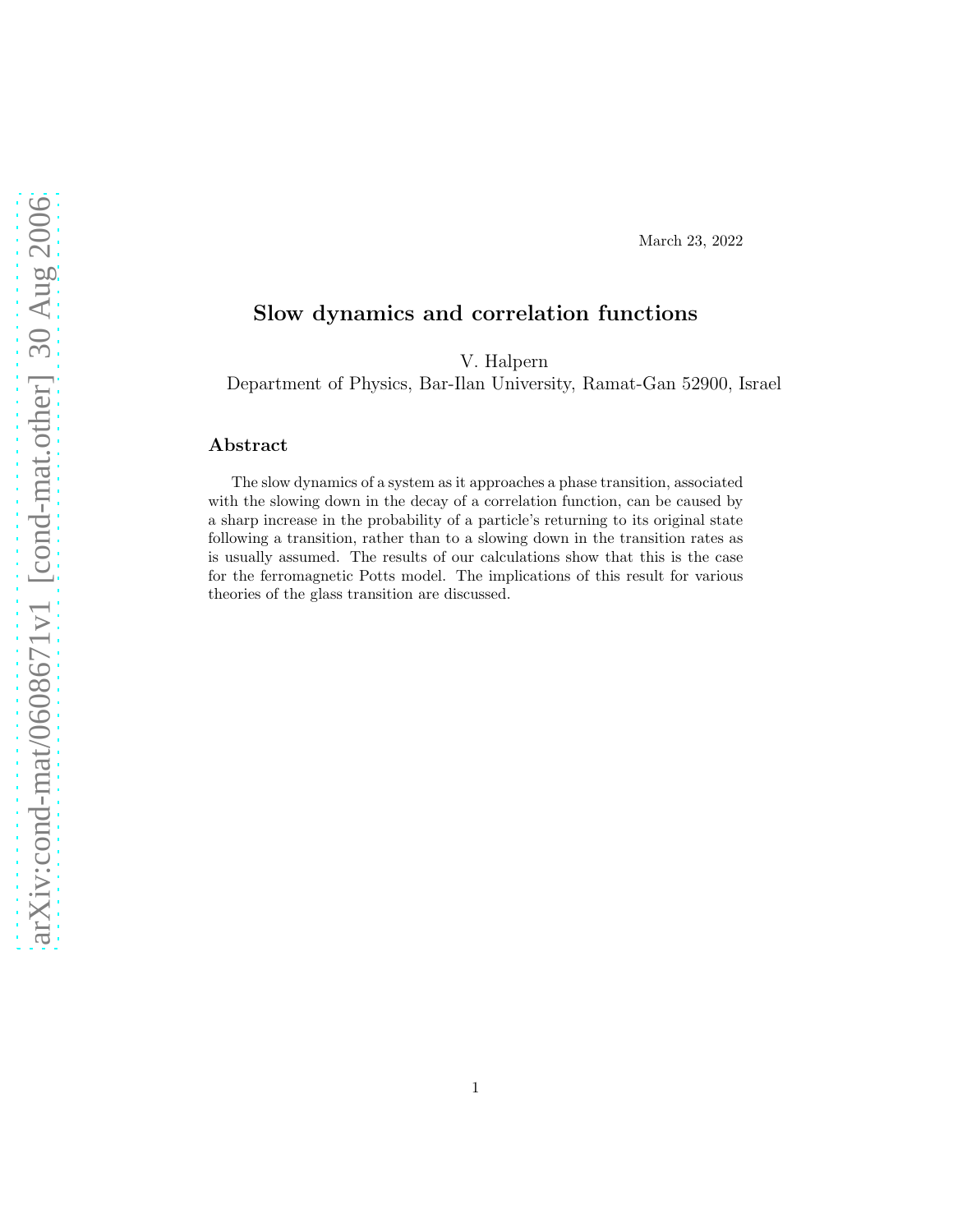March 23, 2022

# Slow dynamics and correlation functions

V. Halpern

Department of Physics, Bar-Ilan University, Ramat-Gan 52900, Israel

## Abstract

The slow dynamics of a system as it approaches a phase transition, associated with the slowing down in the decay of a correlation function, can be caused by a sharp increase in the probability of a particle's returning to its original state following a transition, rather than to a slowing down in the transition rates as is usually assumed. The results of our calculations show that this is the case for the ferromagnetic Potts model. The implications of this result for various theories of the glass transition are discussed.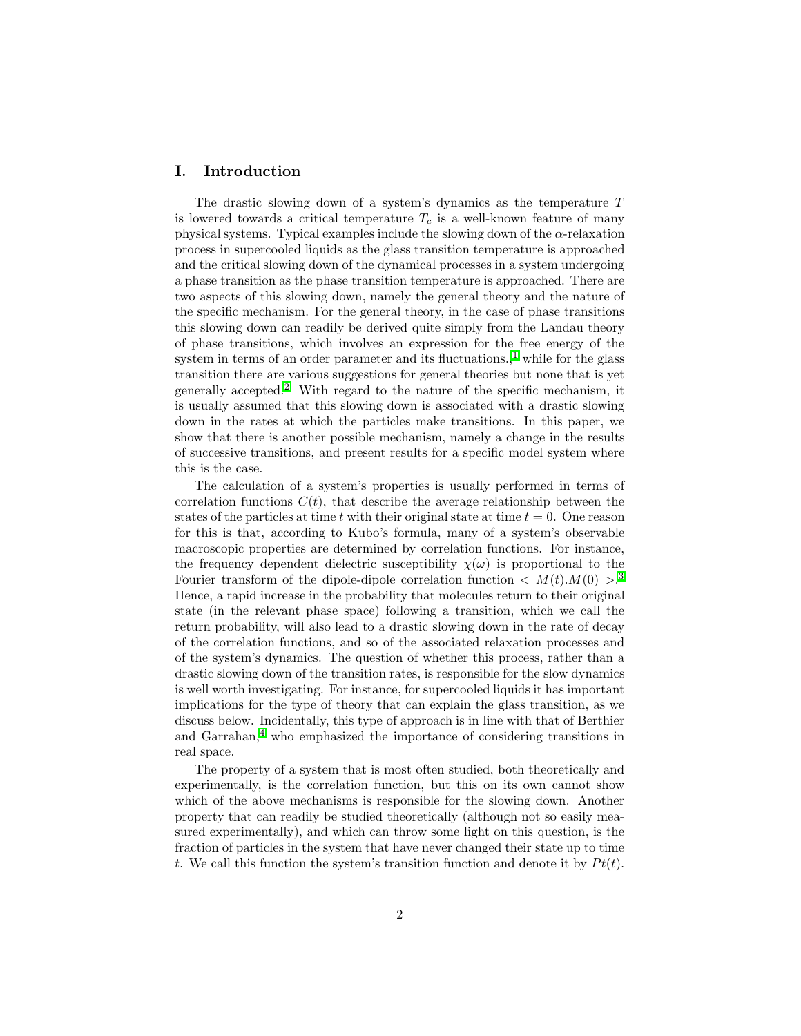## I. Introduction

The drastic slowing down of a system's dynamics as the temperature $T$ is lowered towards a critical temperature $T_c$ is a well-known feature of many physical systems. Typical examples include the slowing down of the $\alpha$-relaxation process in supercooled liquids as the glass transition temperature is approached and the critical slowing down of the dynamical processes in a system undergoing a phase transition as the phase transition temperature is approached. There are two aspects of this slowing down, namely the general theory and the nature of the specific mechanism. For the general theory, in the case of phase transitions this slowing down can readily be derived quite simply from the Landau theory of phase transitions, which involves an expression for the free energy of the system in terms of an order parameter and its fluctuations.,[1] while for the glass transition there are various suggestions for general theories but none that is yet generally accepted.[2] With regard to the nature of the specific mechanism, it is usually assumed that this slowing down is associated with a drastic slowing down in the rates at which the particles make transitions. In this paper, we show that there is another possible mechanism, namely a change in the results of successive transitions, and present results for a specific model system where this is the case.

The calculation of a system's properties is usually performed in terms of correlation functions $C(t)$, that describe the average relationship between the states of the particles at time $t$ with their original state at time $t = 0$. One reason for this is that, according to Kubo's formula, many of a system's observable macroscopic properties are determined by correlation functions. For instance, the frequency dependent dielectric susceptibility $\chi(\omega)$ is proportional to the Fourier transform of the dipole-dipole correlation function $< M(t).M(0) >$.[3] Hence, a rapid increase in the probability that molecules return to their original state (in the relevant phase space) following a transition, which we call the return probability, will also lead to a drastic slowing down in the rate of decay of the correlation functions, and so of the associated relaxation processes and of the system's dynamics. The question of whether this process, rather than a drastic slowing down of the transition rates, is responsible for the slow dynamics is well worth investigating. For instance, for supercooled liquids it has important implications for the type of theory that can explain the glass transition, as we discuss below. Incidentally, this type of approach is in line with that of Berthier and Garrahan,[4] who emphasized the importance of considering transitions in real space.

The property of a system that is most often studied, both theoretically and experimentally, is the correlation function, but this on its own cannot show which of the above mechanisms is responsible for the slowing down. Another property that can readily be studied theoretically (although not so easily measured experimentally), and which can throw some light on this question, is the fraction of particles in the system that have never changed their state up to time $t$. We call this function the system's transition function and denote it by $Pt(t)$.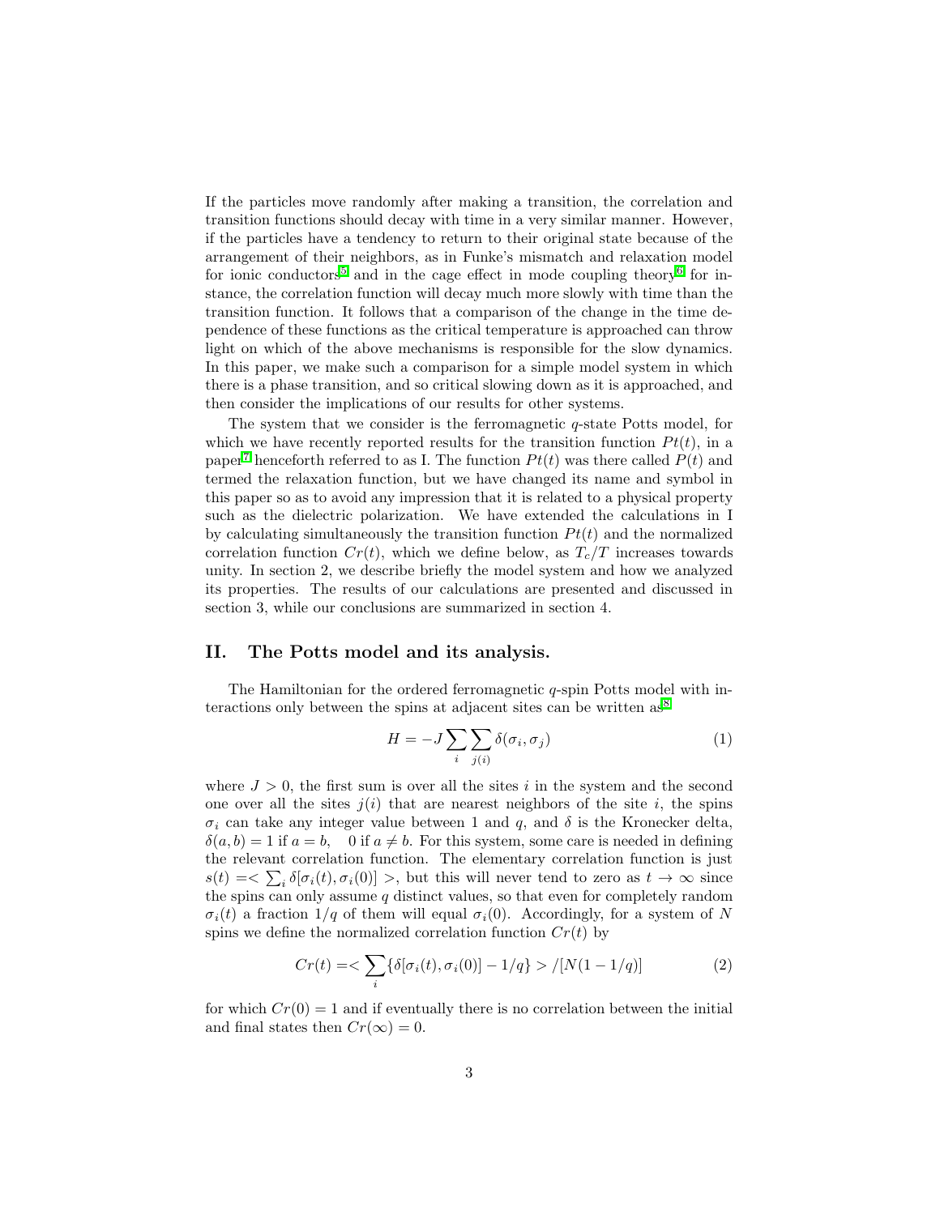If the particles move randomly after making a transition, the correlation and transition functions should decay with time in a very similar manner. However, if the particles have a tendency to return to their original state because of the arrangement of their neighbors, as in Funke's mismatch and relaxation model for ionic conductors[5] and in the cage effect in mode coupling theory[6] for instance, the correlation function will decay much more slowly with time than the transition function. It follows that a comparison of the change in the time dependence of these functions as the critical temperature is approached can throw light on which of the above mechanisms is responsible for the slow dynamics. In this paper, we make such a comparison for a simple model system in which there is a phase transition, and so critical slowing down as it is approached, and then consider the implications of our results for other systems.

The system that we consider is the ferromagnetic $q$-state Potts model, for which we have recently reported results for the transition function $Pt(t)$, in a paper[7] henceforth referred to as I. The function $Pt(t)$ was there called $P(t)$ and termed the relaxation function, but we have changed its name and symbol in this paper so as to avoid any impression that it is related to a physical property such as the dielectric polarization. We have extended the calculations in I by calculating simultaneously the transition function $Pt(t)$ and the normalized correlation function $Cr(t)$, which we define below, as $T_c/T$ increases towards unity. In section 2, we describe briefly the model system and how we analyzed its properties. The results of our calculations are presented and discussed in section 3, while our conclusions are summarized in section 4.

## II. The Potts model and its analysis.

The Hamiltonian for the ordered ferromagnetic $q$-spin Potts model with interactions only between the spins at adjacent sites can be written as[8]

$$H = -J \sum_i \sum_{j(i)} \delta(\sigma_i, \sigma_j) \tag{1}$$

where $J > 0$, the first sum is over all the sites $i$ in the system and the second one over all the sites $j(i)$ that are nearest neighbors of the site $i$, the spins $\sigma_i$ can take any integer value between 1 and $q$, and $\delta$ is the Kronecker delta, $\delta(a, b) = 1$ if $a = b$, $\quad 0$ if $a \neq b$. For this system, some care is needed in defining the relevant correlation function. The elementary correlation function is just $s(t) =< \sum_i \delta[\sigma_i(t), \sigma_i(0)] >$, but this will never tend to zero as $t \to \infty$ since the spins can only assume $q$ distinct values, so that even for completely random $\sigma_i(t)$ a fraction $1/q$ of them will equal $\sigma_i(0)$. Accordingly, for a system of $N$ spins we define the normalized correlation function $Cr(t)$ by

$$Cr(t) =< \sum_i \{\delta[\sigma_i(t), \sigma_i(0)] - 1/q\} > /[N(1 - 1/q)] \tag{2}$$

for which $Cr(0) = 1$ and if eventually there is no correlation between the initial and final states then $Cr(\infty) = 0$.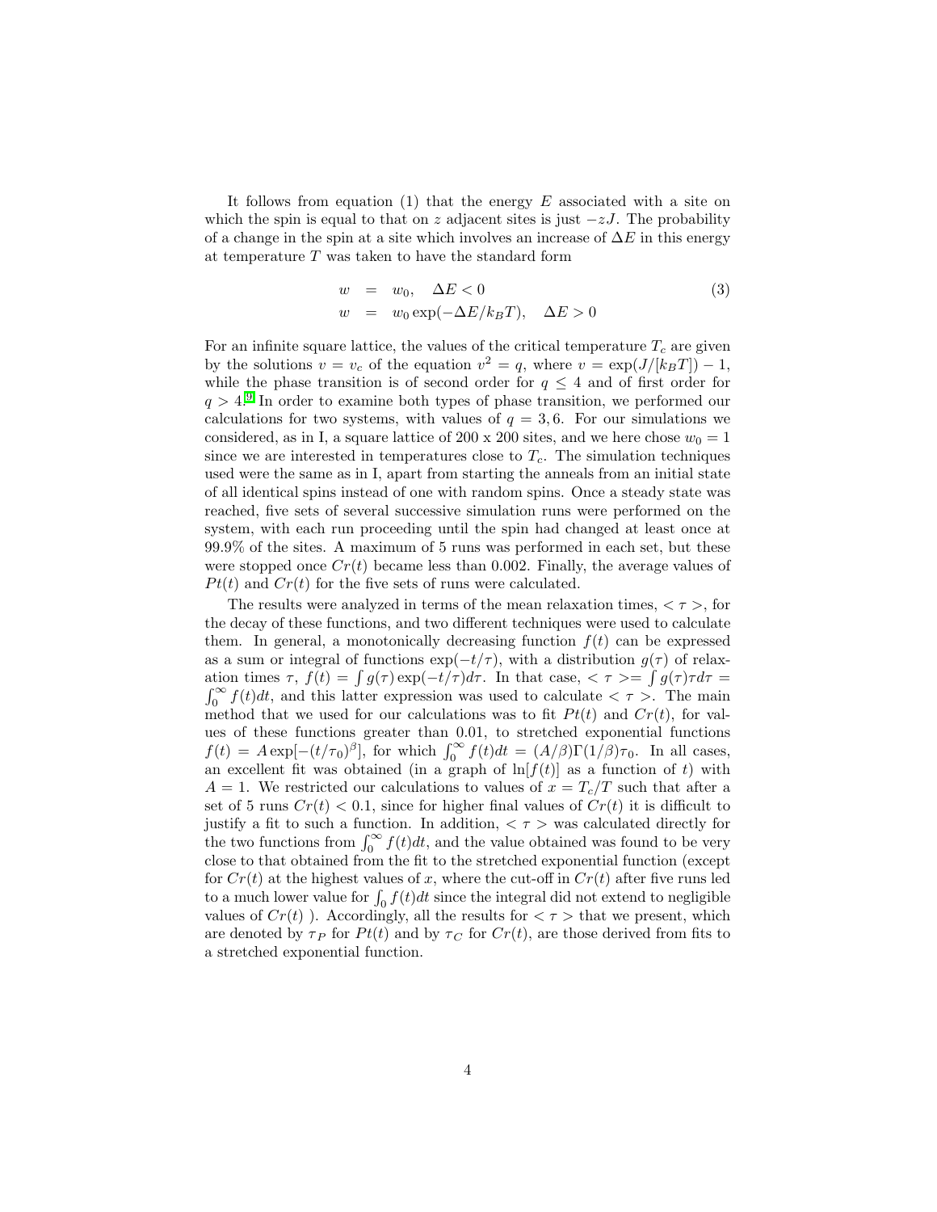It follows from equation (1) that the energy $E$ associated with a site on which the spin is equal to that on $z$ adjacent sites is just $-zJ$. The probability of a change in the spin at a site which involves an increase of $\Delta E$ in this energy at temperature $T$ was taken to have the standard form

$$
\begin{aligned}
w &= w_0, \quad \Delta E < 0 \\
w &= w_0 \exp(-\Delta E/k_B T), \quad \Delta E > 0
\end{aligned}
\tag{3}
$$

For an infinite square lattice, the values of the critical temperature $T_c$ are given by the solutions $v = v_c$ of the equation $v^2 = q$, where $v = \exp(J/[k_B T]) - 1$, while the phase transition is of second order for $q \leq 4$ and of first order for $q > 4$.[9] In order to examine both types of phase transition, we performed our calculations for two systems, with values of $q = 3, 6$. For our simulations we considered, as in I, a square lattice of 200 x 200 sites, and we here chose $w_0 = 1$ since we are interested in temperatures close to $T_c$. The simulation techniques used were the same as in I, apart from starting the anneals from an initial state of all identical spins instead of one with random spins. Once a steady state was reached, five sets of several successive simulation runs were performed on the system, with each run proceeding until the spin had changed at least once at 99.9% of the sites. A maximum of 5 runs was performed in each set, but these were stopped once $Cr(t)$ became less than 0.002. Finally, the average values of $Pt(t)$ and $Cr(t)$ for the five sets of runs were calculated.

The results were analyzed in terms of the mean relaxation times, $<\tau>$, for the decay of these functions, and two different techniques were used to calculate them. In general, a monotonically decreasing function $f(t)$ can be expressed as a sum or integral of functions $\exp(-t/\tau)$, with a distribution $g(\tau)$ of relaxation times $\tau$, $f(t) = \int g(\tau)\exp(-t/\tau)d\tau$. In that case, $<\tau> = \int g(\tau)\tau d\tau = \int_0^\infty f(t)dt$, and this latter expression was used to calculate $<\tau>$. The main method that we used for our calculations was to fit $Pt(t)$ and $Cr(t)$, for values of these functions greater than 0.01, to stretched exponential functions $f(t) = A\exp[-(t/\tau_0)^\beta]$, for which $\int_0^\infty f(t)dt = (A/\beta)\Gamma(1/\beta)\tau_0$. In all cases, an excellent fit was obtained (in a graph of $\ln[f(t)]$ as a function of $t$) with $A = 1$. We restricted our calculations to values of $x = T_c/T$ such that after a set of 5 runs $Cr(t) < 0.1$, since for higher final values of $Cr(t)$ it is difficult to justify a fit to such a function. In addition, $<\tau>$ was calculated directly for the two functions from $\int_0^\infty f(t)dt$, and the value obtained was found to be very close to that obtained from the fit to the stretched exponential function (except for $Cr(t)$ at the highest values of $x$, where the cut-off in $Cr(t)$ after five runs led to a much lower value for $\int_0 f(t)dt$ since the integral did not extend to negligible values of $Cr(t)$ ). Accordingly, all the results for $<\tau>$ that we present, which are denoted by $\tau_P$ for $Pt(t)$ and by $\tau_C$ for $Cr(t)$, are those derived from fits to a stretched exponential function.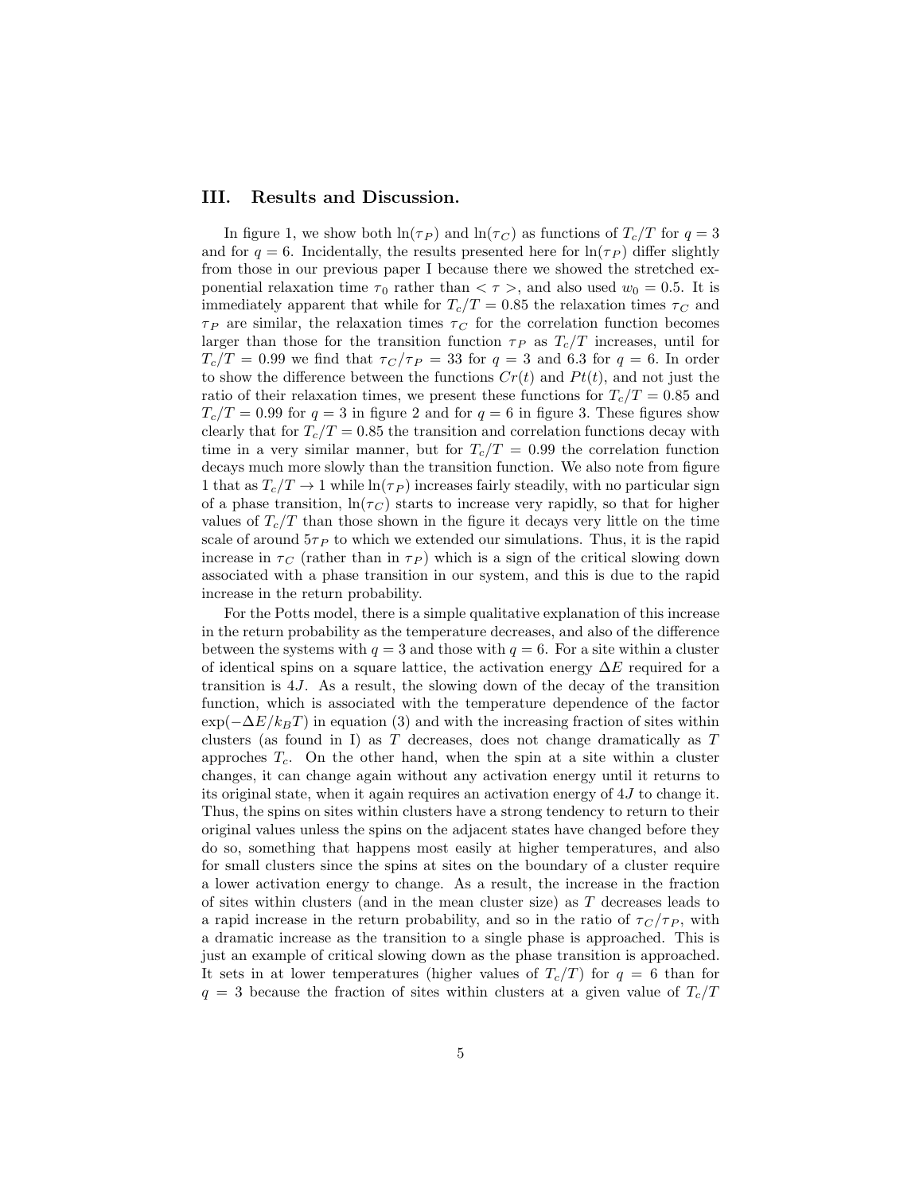## III. Results and Discussion.

In figure 1, we show both $\ln(\tau_P)$ and $\ln(\tau_C)$ as functions of $T_c/T$ for $q = 3$ and for $q = 6$. Incidentally, the results presented here for $\ln(\tau_P)$ differ slightly from those in our previous paper I because there we showed the stretched exponential relaxation time $\tau_0$ rather than $< \tau >$, and also used $w_0 = 0.5$. It is immediately apparent that while for $T_c/T = 0.85$ the relaxation times $\tau_C$ and $\tau_P$ are similar, the relaxation times $\tau_C$ for the correlation function becomes larger than those for the transition function $\tau_P$ as $T_c/T$ increases, until for $T_c/T = 0.99$ we find that $\tau_C/\tau_P = 33$ for $q = 3$ and 6.3 for $q = 6$. In order to show the difference between the functions $Cr(t)$ and $Pt(t)$, and not just the ratio of their relaxation times, we present these functions for $T_c/T = 0.85$ and $T_c/T = 0.99$ for $q = 3$ in figure 2 and for $q = 6$ in figure 3. These figures show clearly that for $T_c/T = 0.85$ the transition and correlation functions decay with time in a very similar manner, but for $T_c/T = 0.99$ the correlation function decays much more slowly than the transition function. We also note from figure 1 that as $T_c/T \to 1$ while $\ln(\tau_P)$ increases fairly steadily, with no particular sign of a phase transition, $\ln(\tau_C)$ starts to increase very rapidly, so that for higher values of $T_c/T$ than those shown in the figure it decays very little on the time scale of around $5\tau_P$ to which we extended our simulations. Thus, it is the rapid increase in $\tau_C$ (rather than in $\tau_P$) which is a sign of the critical slowing down associated with a phase transition in our system, and this is due to the rapid increase in the return probability.

For the Potts model, there is a simple qualitative explanation of this increase in the return probability as the temperature decreases, and also of the difference between the systems with $q = 3$ and those with $q = 6$. For a site within a cluster of identical spins on a square lattice, the activation energy $\Delta E$ required for a transition is $4J$. As a result, the slowing down of the decay of the transition function, which is associated with the temperature dependence of the factor $\exp(-\Delta E/k_B T)$ in equation (3) and with the increasing fraction of sites within clusters (as found in I) as $T$ decreases, does not change dramatically as $T$ approches $T_c$. On the other hand, when the spin at a site within a cluster changes, it can change again without any activation energy until it returns to its original state, when it again requires an activation energy of $4J$ to change it. Thus, the spins on sites within clusters have a strong tendency to return to their original values unless the spins on the adjacent states have changed before they do so, something that happens most easily at higher temperatures, and also for small clusters since the spins at sites on the boundary of a cluster require a lower activation energy to change. As a result, the increase in the fraction of sites within clusters (and in the mean cluster size) as $T$ decreases leads to a rapid increase in the return probability, and so in the ratio of $\tau_C/\tau_P$, with a dramatic increase as the transition to a single phase is approached. This is just an example of critical slowing down as the phase transition is approached. It sets in at lower temperatures (higher values of $T_c/T$) for $q = 6$ than for $q = 3$ because the fraction of sites within clusters at a given value of $T_c/T$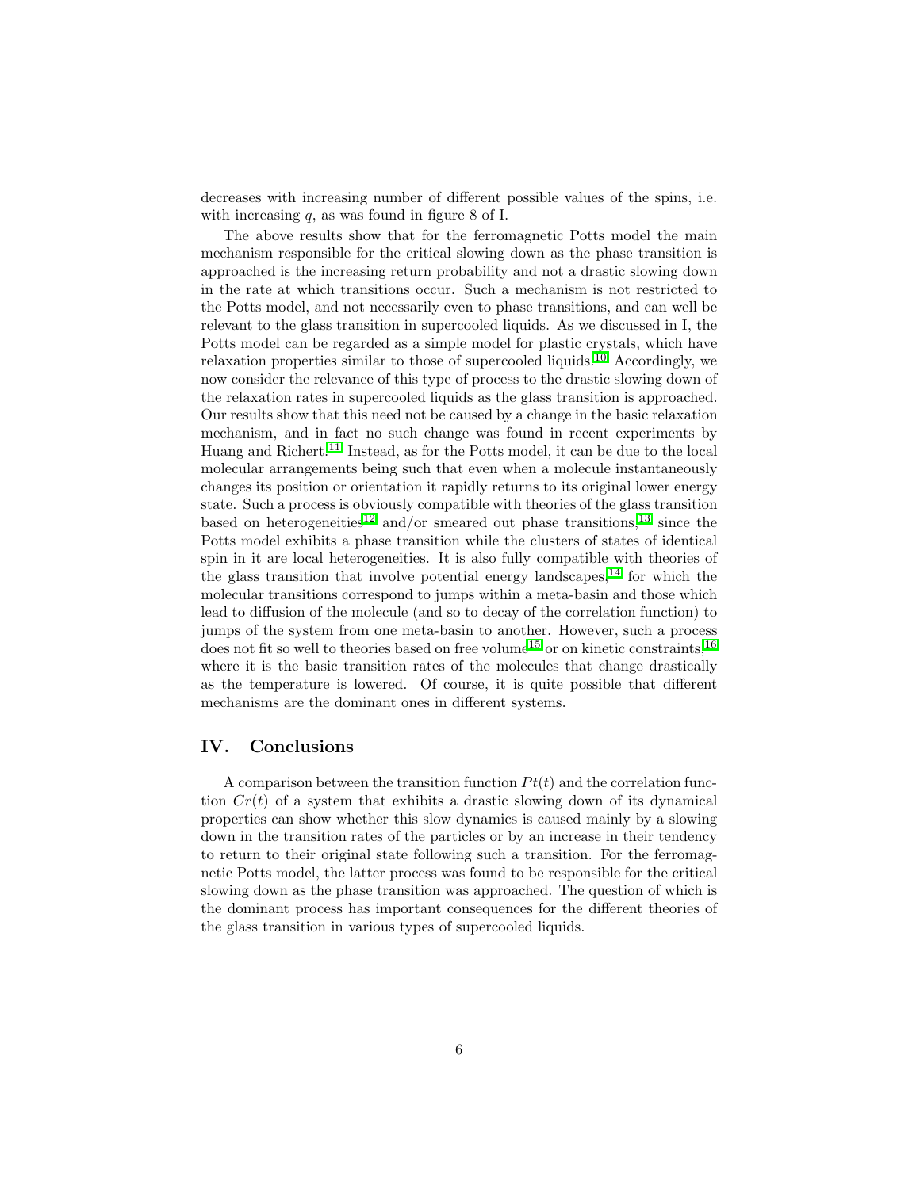decreases with increasing number of different possible values of the spins, i.e. with increasing $q$, as was found in figure 8 of I.

The above results show that for the ferromagnetic Potts model the main mechanism responsible for the critical slowing down as the phase transition is approached is the increasing return probability and not a drastic slowing down in the rate at which transitions occur. Such a mechanism is not restricted to the Potts model, and not necessarily even to phase transitions, and can well be relevant to the glass transition in supercooled liquids. As we discussed in I, the Potts model can be regarded as a simple model for plastic crystals, which have relaxation properties similar to those of supercooled liquids.[10] Accordingly, we now consider the relevance of this type of process to the drastic slowing down of the relaxation rates in supercooled liquids as the glass transition is approached. Our results show that this need not be caused by a change in the basic relaxation mechanism, and in fact no such change was found in recent experiments by Huang and Richert.[11] Instead, as for the Potts model, it can be due to the local molecular arrangements being such that even when a molecule instantaneously changes its position or orientation it rapidly returns to its original lower energy state. Such a process is obviously compatible with theories of the glass transition based on heterogeneities[12] and/or smeared out phase transitions,[13] since the Potts model exhibits a phase transition while the clusters of states of identical spin in it are local heterogeneities. It is also fully compatible with theories of the glass transition that involve potential energy landscapes,[14] for which the molecular transitions correspond to jumps within a meta-basin and those which lead to diffusion of the molecule (and so to decay of the correlation function) to jumps of the system from one meta-basin to another. However, such a process does not fit so well to theories based on free volume[15] or on kinetic constraints,[16] where it is the basic transition rates of the molecules that change drastically as the temperature is lowered. Of course, it is quite possible that different mechanisms are the dominant ones in different systems.

## IV. Conclusions

A comparison between the transition function $Pt(t)$ and the correlation function $Cr(t)$ of a system that exhibits a drastic slowing down of its dynamical properties can show whether this slow dynamics is caused mainly by a slowing down in the transition rates of the particles or by an increase in their tendency to return to their original state following such a transition. For the ferromagnetic Potts model, the latter process was found to be responsible for the critical slowing down as the phase transition was approached. The question of which is the dominant process has important consequences for the different theories of the glass transition in various types of supercooled liquids.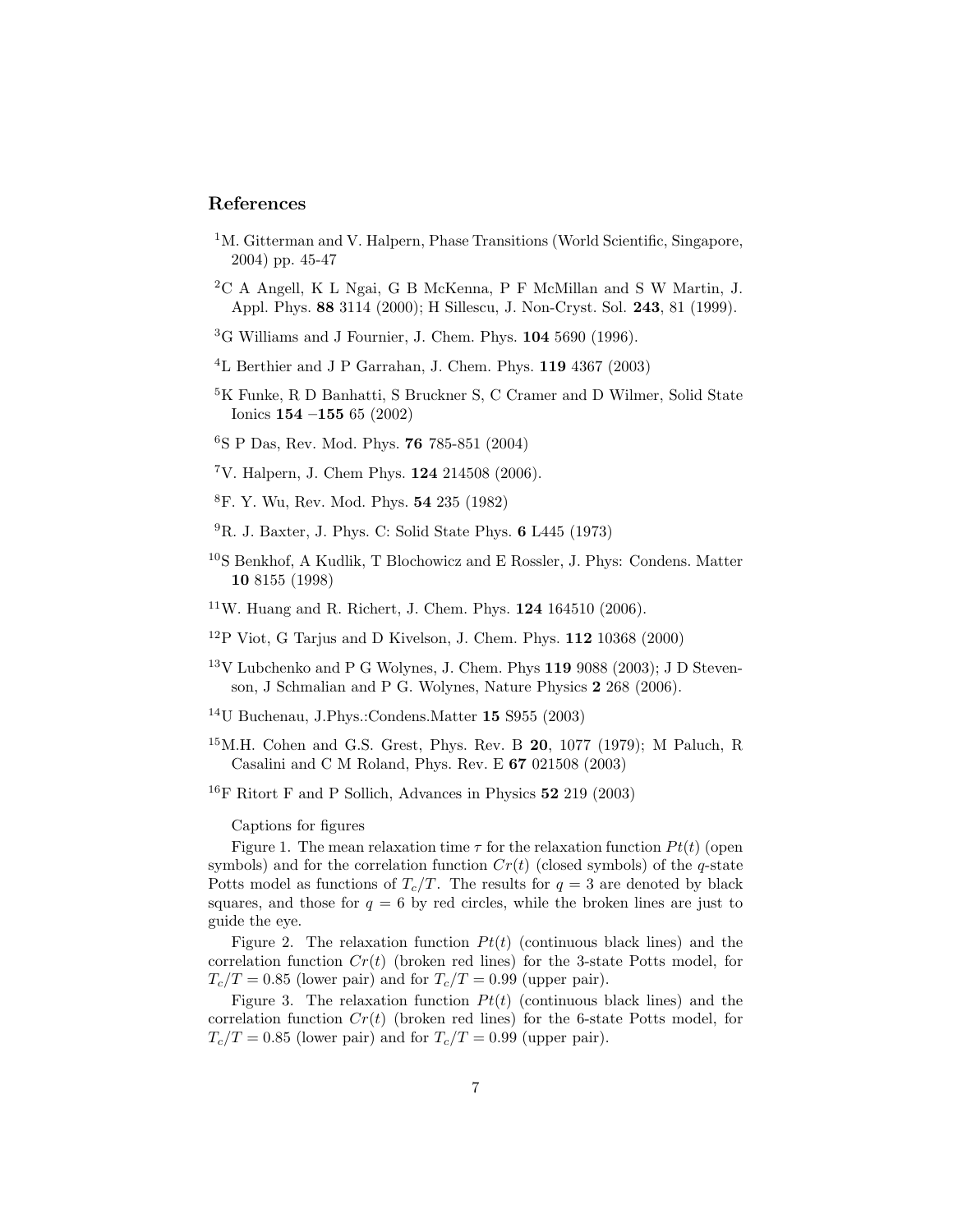## References

[1]M. Gitterman and V. Halpern, Phase Transitions (World Scientific, Singapore, 2004) pp. 45-47

[2]C A Angell, K L Ngai, G B McKenna, P F McMillan and S W Martin, J. Appl. Phys. **88** 3114 (2000); H Sillescu, J. Non-Cryst. Sol. **243**, 81 (1999).

[3]G Williams and J Fournier, J. Chem. Phys. **104** 5690 (1996).

[4]L Berthier and J P Garrahan, J. Chem. Phys. **119** 4367 (2003)

[5]K Funke, R D Banhatti, S Bruckner S, C Cramer and D Wilmer, Solid State Ionics **154** –**155** 65 (2002)

[6]S P Das, Rev. Mod. Phys. **76** 785-851 (2004)

[7]V. Halpern, J. Chem Phys. **124** 214508 (2006).

[8]F. Y. Wu, Rev. Mod. Phys. **54** 235 (1982)

[9]R. J. Baxter, J. Phys. C: Solid State Phys. **6** L445 (1973)

[10]S Benkhof, A Kudlik, T Blochowicz and E Rossler, J. Phys: Condens. Matter **10** 8155 (1998)

[11]W. Huang and R. Richert, J. Chem. Phys. **124** 164510 (2006).

[12]P Viot, G Tarjus and D Kivelson, J. Chem. Phys. **112** 10368 (2000)

[13]V Lubchenko and P G Wolynes, J. Chem. Phys **119** 9088 (2003); J D Stevenson, J Schmalian and P G. Wolynes, Nature Physics **2** 268 (2006).

[14]U Buchenau, J.Phys.:Condens.Matter **15** S955 (2003)

[15]M.H. Cohen and G.S. Grest, Phys. Rev. B **20**, 1077 (1979); M Paluch, R Casalini and C M Roland, Phys. Rev. E **67** 021508 (2003)

[16]F Ritort F and P Sollich, Advances in Physics **52** 219 (2003)

Captions for figures

Figure 1. The mean relaxation time $\tau$ for the relaxation function $Pt(t)$ (open symbols) and for the correlation function $Cr(t)$ (closed symbols) of the $q$-state Potts model as functions of $T_c/T$. The results for $q = 3$ are denoted by black squares, and those for $q = 6$ by red circles, while the broken lines are just to guide the eye.

Figure 2. The relaxation function $Pt(t)$ (continuous black lines) and the correlation function $Cr(t)$ (broken red lines) for the 3-state Potts model, for $T_c/T = 0.85$ (lower pair) and for $T_c/T = 0.99$ (upper pair).

Figure 3. The relaxation function $Pt(t)$ (continuous black lines) and the correlation function $Cr(t)$ (broken red lines) for the 6-state Potts model, for $T_c/T = 0.85$ (lower pair) and for $T_c/T = 0.99$ (upper pair).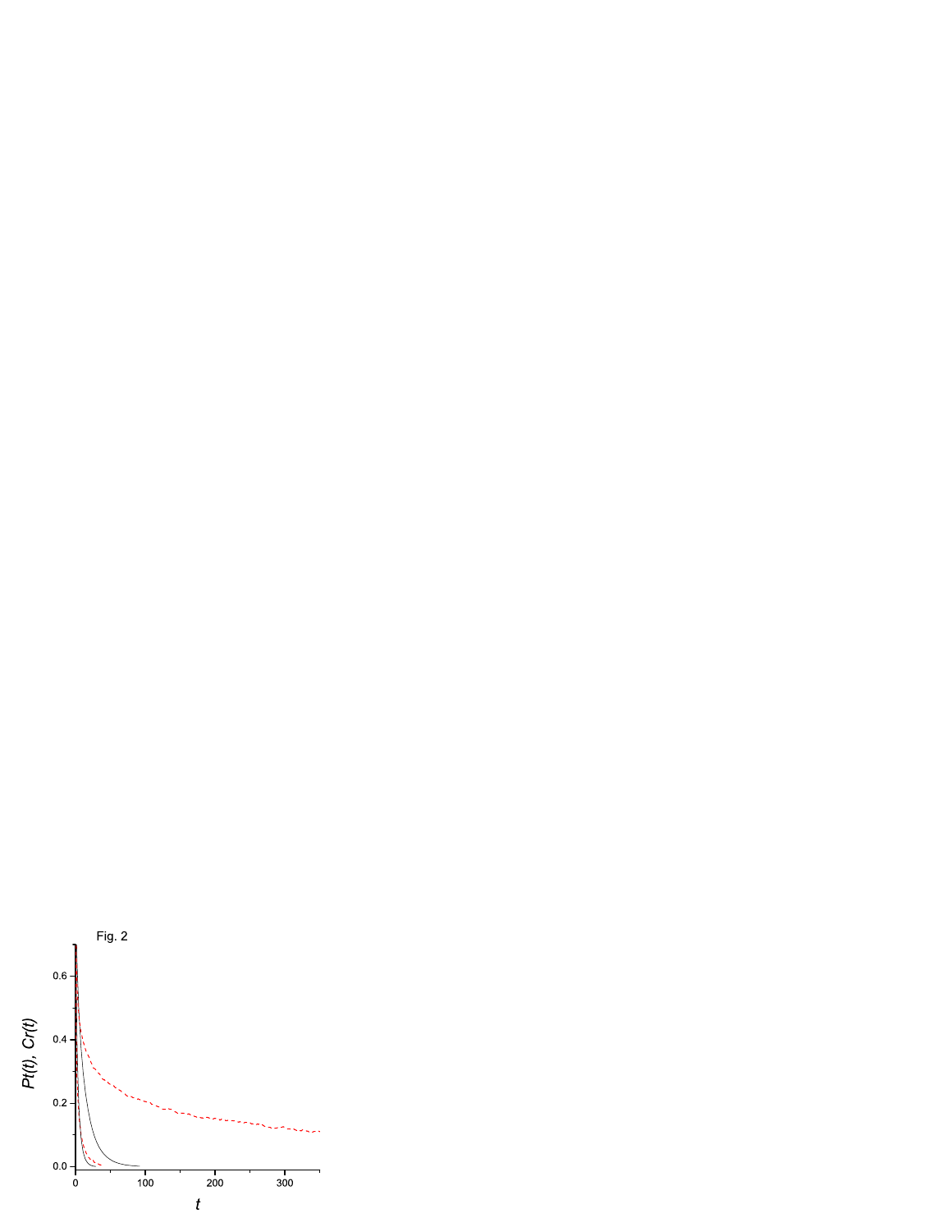Fig. 2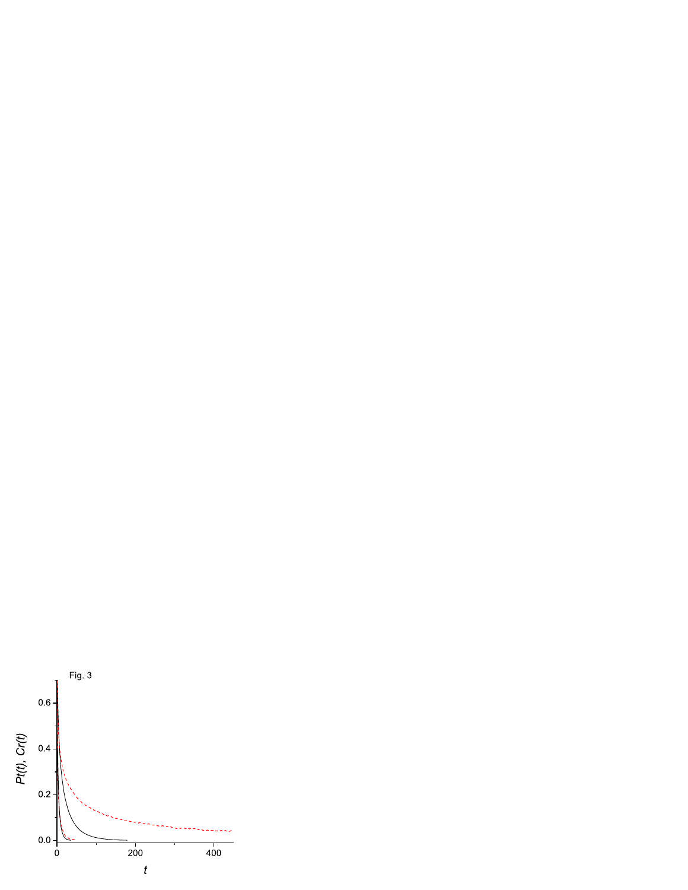Fig. 3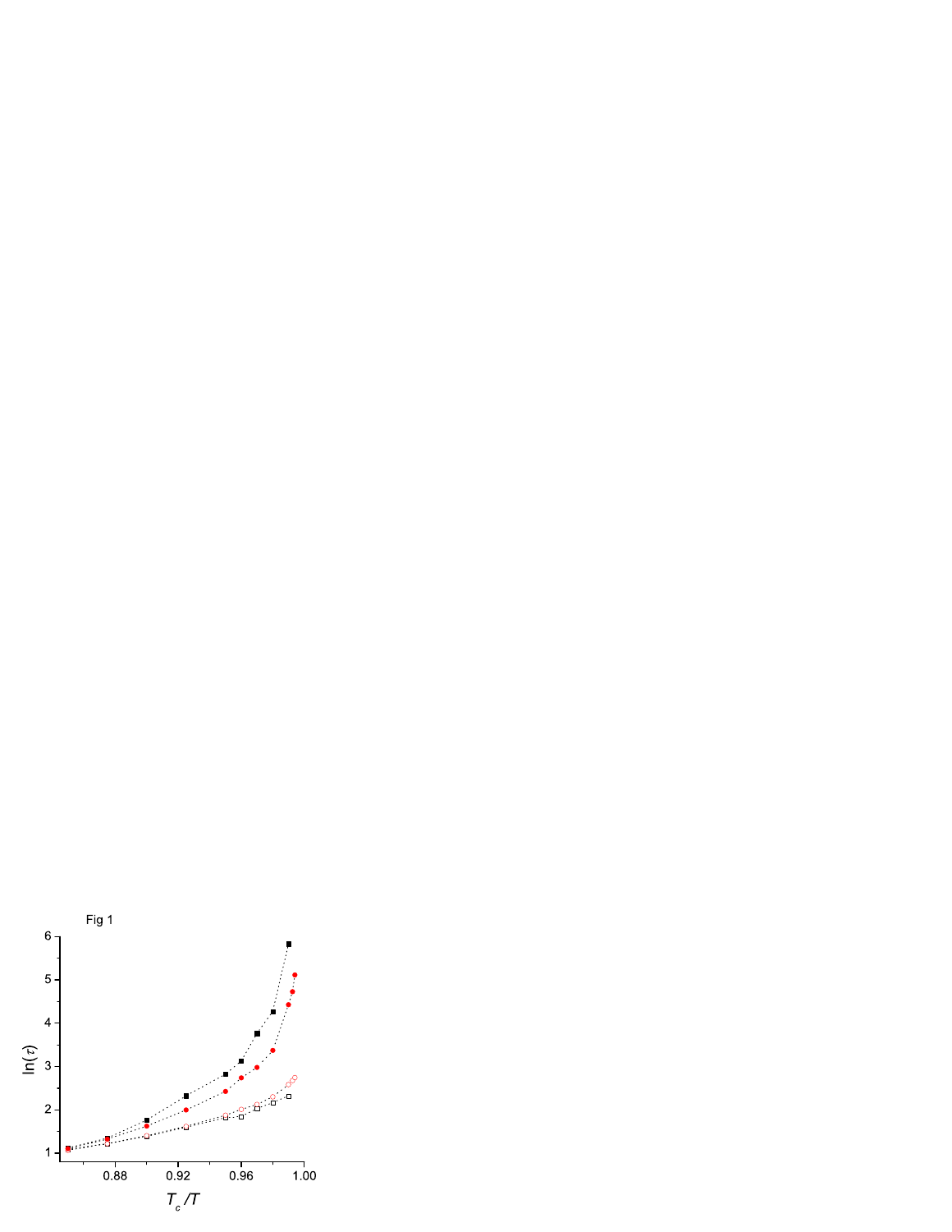Fig 1

6
5
4
3
2
1

ln(τ)

0.88
0.92
0.96
1.00

$T_c/T$